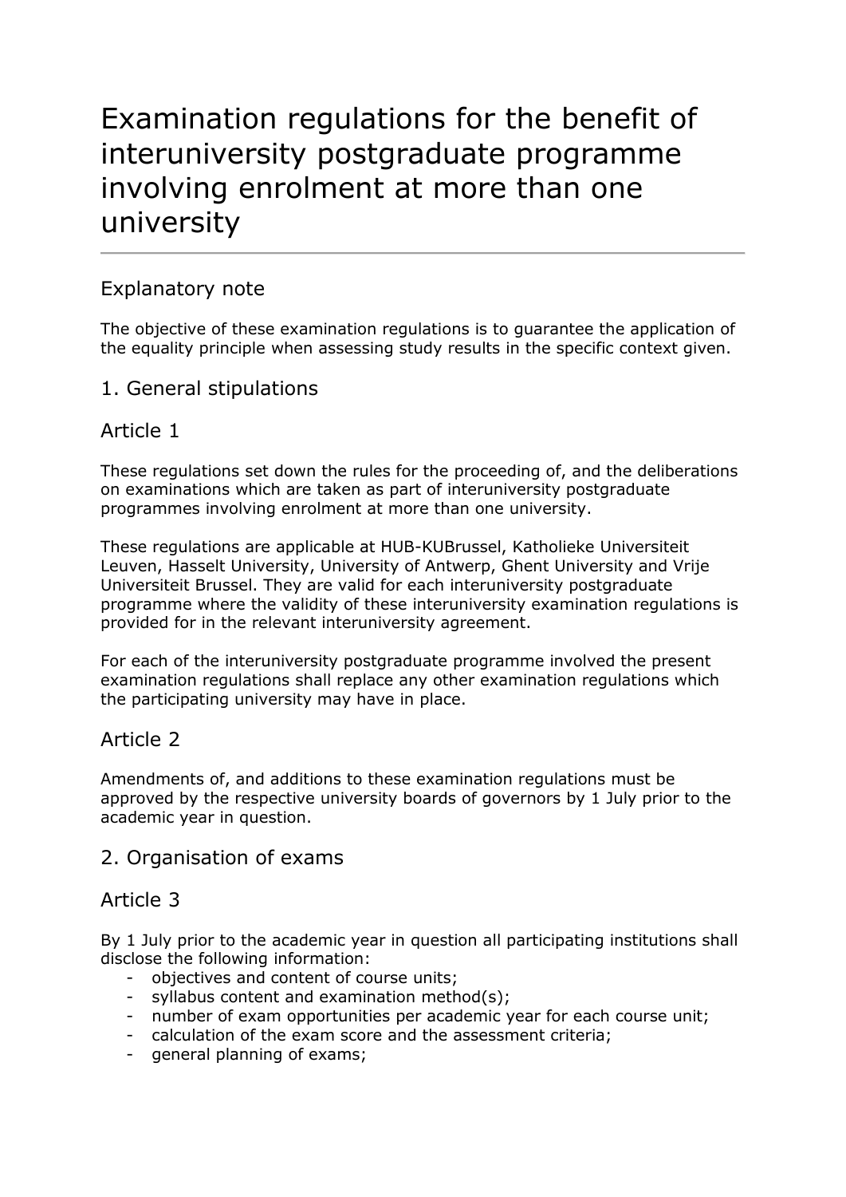# Examination regulations for the benefit of interuniversity postgraduate programme involving enrolment at more than one university

## Explanatory note

The objective of these examination regulations is to guarantee the application of the equality principle when assessing study results in the specific context given.

## 1. General stipulations

## Article 1

These regulations set down the rules for the proceeding of, and the deliberations on examinations which are taken as part of interuniversity postgraduate programmes involving enrolment at more than one university.

These regulations are applicable at HUB-KUBrussel, Katholieke Universiteit Leuven, Hasselt University, University of Antwerp, Ghent University and Vrije Universiteit Brussel. They are valid for each interuniversity postgraduate programme where the validity of these interuniversity examination regulations is provided for in the relevant interuniversity agreement.

For each of the interuniversity postgraduate programme involved the present examination regulations shall replace any other examination regulations which the participating university may have in place.

## Article 2

Amendments of, and additions to these examination regulations must be approved by the respective university boards of governors by 1 July prior to the academic year in question.

## 2. Organisation of exams

## Article 3

By 1 July prior to the academic year in question all participating institutions shall disclose the following information:

- objectives and content of course units;
- syllabus content and examination method(s);
- number of exam opportunities per academic year for each course unit;
- calculation of the exam score and the assessment criteria;
- general planning of exams;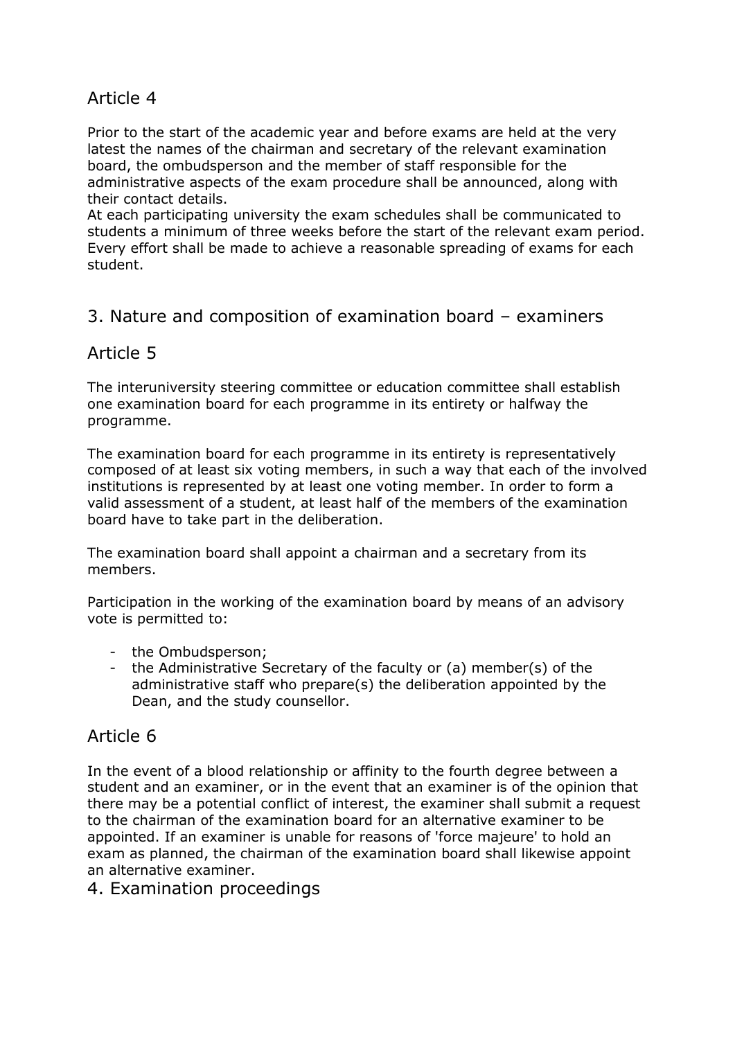## Article 4

Prior to the start of the academic year and before exams are held at the very latest the names of the chairman and secretary of the relevant examination board, the ombudsperson and the member of staff responsible for the administrative aspects of the exam procedure shall be announced, along with their contact details.
At each participating university the exam schedules shall be communicated to students a minimum of three weeks before the start of the relevant exam period. Every effort shall be made to achieve a reasonable spreading of exams for each student.

# 3. Nature and composition of examination board – examiners

## Article 5

The interuniversity steering committee or education committee shall establish one examination board for each programme in its entirety or halfway the programme.

The examination board for each programme in its entirety is representatively composed of at least six voting members, in such a way that each of the involved institutions is represented by at least one voting member. In order to form a valid assessment of a student, at least half of the members of the examination board have to take part in the deliberation.

The examination board shall appoint a chairman and a secretary from its members.

Participation in the working of the examination board by means of an advisory vote is permitted to:

- the Ombudsperson;
- the Administrative Secretary of the faculty or (a) member(s) of the administrative staff who prepare(s) the deliberation appointed by the Dean, and the study counsellor.

## Article 6

In the event of a blood relationship or affinity to the fourth degree between a student and an examiner, or in the event that an examiner is of the opinion that there may be a potential conflict of interest, the examiner shall submit a request to the chairman of the examination board for an alternative examiner to be appointed. If an examiner is unable for reasons of 'force majeure' to hold an exam as planned, the chairman of the examination board shall likewise appoint an alternative examiner.

# 4. Examination proceedings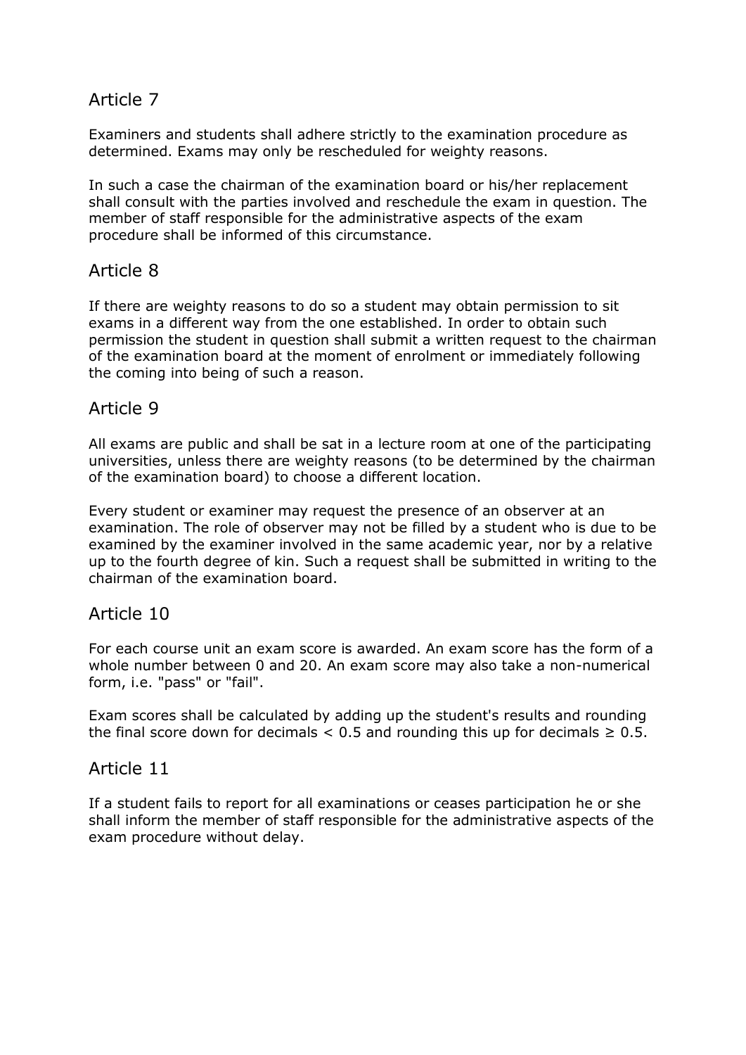## Article 7

Examiners and students shall adhere strictly to the examination procedure as determined. Exams may only be rescheduled for weighty reasons.

In such a case the chairman of the examination board or his/her replacement shall consult with the parties involved and reschedule the exam in question. The member of staff responsible for the administrative aspects of the exam procedure shall be informed of this circumstance.

## Article 8

If there are weighty reasons to do so a student may obtain permission to sit exams in a different way from the one established. In order to obtain such permission the student in question shall submit a written request to the chairman of the examination board at the moment of enrolment or immediately following the coming into being of such a reason.

## Article 9

All exams are public and shall be sat in a lecture room at one of the participating universities, unless there are weighty reasons (to be determined by the chairman of the examination board) to choose a different location.

Every student or examiner may request the presence of an observer at an examination. The role of observer may not be filled by a student who is due to be examined by the examiner involved in the same academic year, nor by a relative up to the fourth degree of kin. Such a request shall be submitted in writing to the chairman of the examination board.

## Article 10

For each course unit an exam score is awarded. An exam score has the form of a whole number between 0 and 20. An exam score may also take a non-numerical form, i.e. "pass" or "fail".

Exam scores shall be calculated by adding up the student's results and rounding the final score down for decimals $< 0.5$ and rounding this up for decimals $\geq 0.5$.

## Article 11

If a student fails to report for all examinations or ceases participation he or she shall inform the member of staff responsible for the administrative aspects of the exam procedure without delay.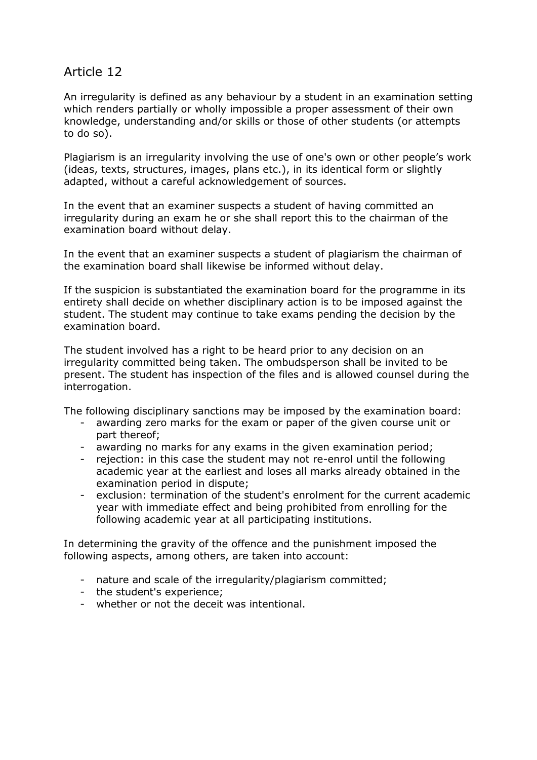## Article 12

An irregularity is defined as any behaviour by a student in an examination setting which renders partially or wholly impossible a proper assessment of their own knowledge, understanding and/or skills or those of other students (or attempts to do so).

Plagiarism is an irregularity involving the use of one's own or other people's work (ideas, texts, structures, images, plans etc.), in its identical form or slightly adapted, without a careful acknowledgement of sources.

In the event that an examiner suspects a student of having committed an irregularity during an exam he or she shall report this to the chairman of the examination board without delay.

In the event that an examiner suspects a student of plagiarism the chairman of the examination board shall likewise be informed without delay.

If the suspicion is substantiated the examination board for the programme in its entirety shall decide on whether disciplinary action is to be imposed against the student. The student may continue to take exams pending the decision by the examination board.

The student involved has a right to be heard prior to any decision on an irregularity committed being taken. The ombudsperson shall be invited to be present. The student has inspection of the files and is allowed counsel during the interrogation.

The following disciplinary sanctions may be imposed by the examination board:

- awarding zero marks for the exam or paper of the given course unit or part thereof;
- awarding no marks for any exams in the given examination period;
- rejection: in this case the student may not re-enrol until the following academic year at the earliest and loses all marks already obtained in the examination period in dispute;
- exclusion: termination of the student's enrolment for the current academic year with immediate effect and being prohibited from enrolling for the following academic year at all participating institutions.

In determining the gravity of the offence and the punishment imposed the following aspects, among others, are taken into account:

- nature and scale of the irregularity/plagiarism committed;
- the student's experience;
- whether or not the deceit was intentional.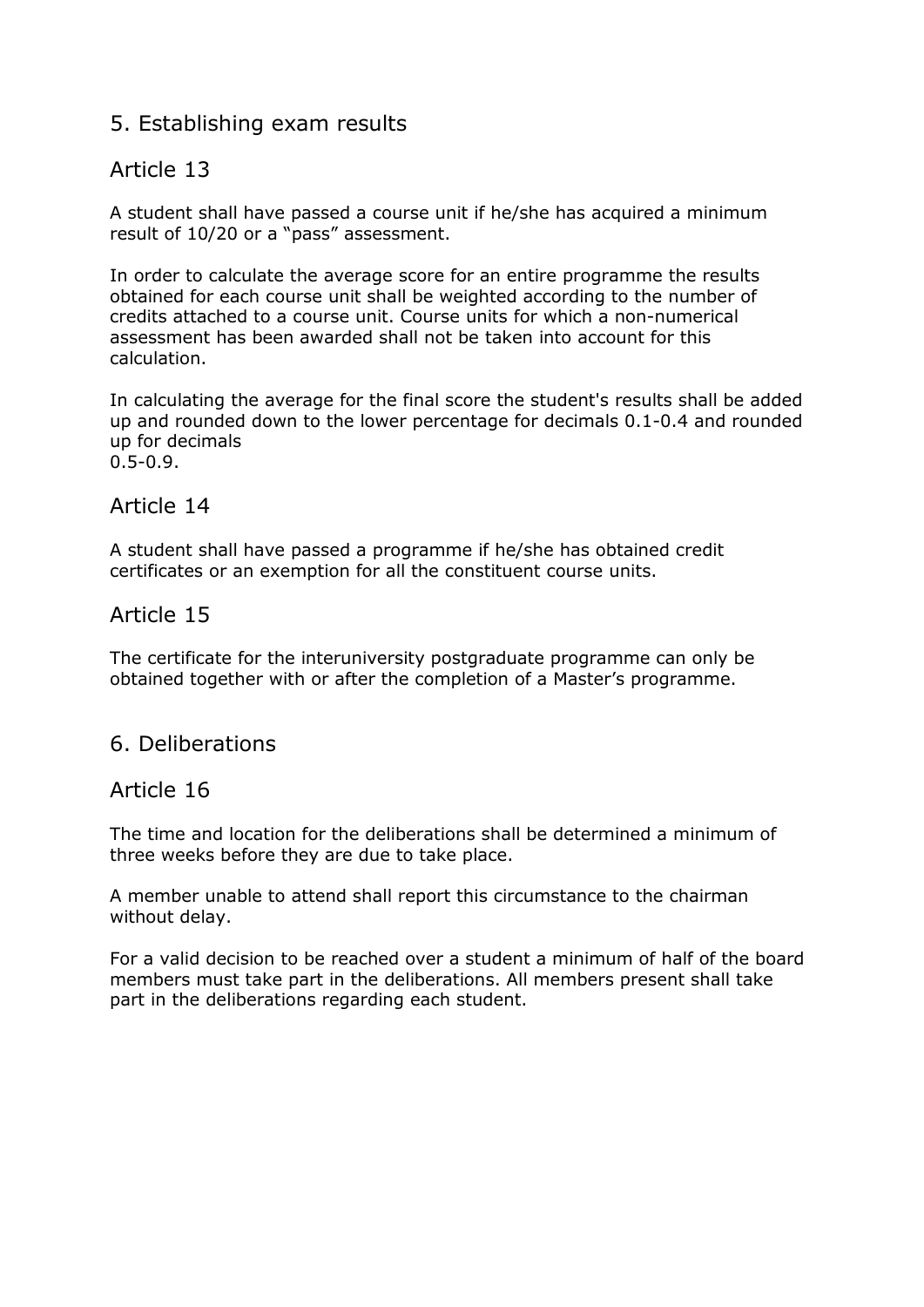## 5. Establishing exam results

### Article 13

A student shall have passed a course unit if he/she has acquired a minimum result of 10/20 or a "pass" assessment.

In order to calculate the average score for an entire programme the results obtained for each course unit shall be weighted according to the number of credits attached to a course unit. Course units for which a non-numerical assessment has been awarded shall not be taken into account for this calculation.

In calculating the average for the final score the student's results shall be added up and rounded down to the lower percentage for decimals 0.1-0.4 and rounded up for decimals 0.5-0.9.

### Article 14

A student shall have passed a programme if he/she has obtained credit certificates or an exemption for all the constituent course units.

### Article 15

The certificate for the interuniversity postgraduate programme can only be obtained together with or after the completion of a Master's programme.

## 6. Deliberations

### Article 16

The time and location for the deliberations shall be determined a minimum of three weeks before they are due to take place.

A member unable to attend shall report this circumstance to the chairman without delay.

For a valid decision to be reached over a student a minimum of half of the board members must take part in the deliberations. All members present shall take part in the deliberations regarding each student.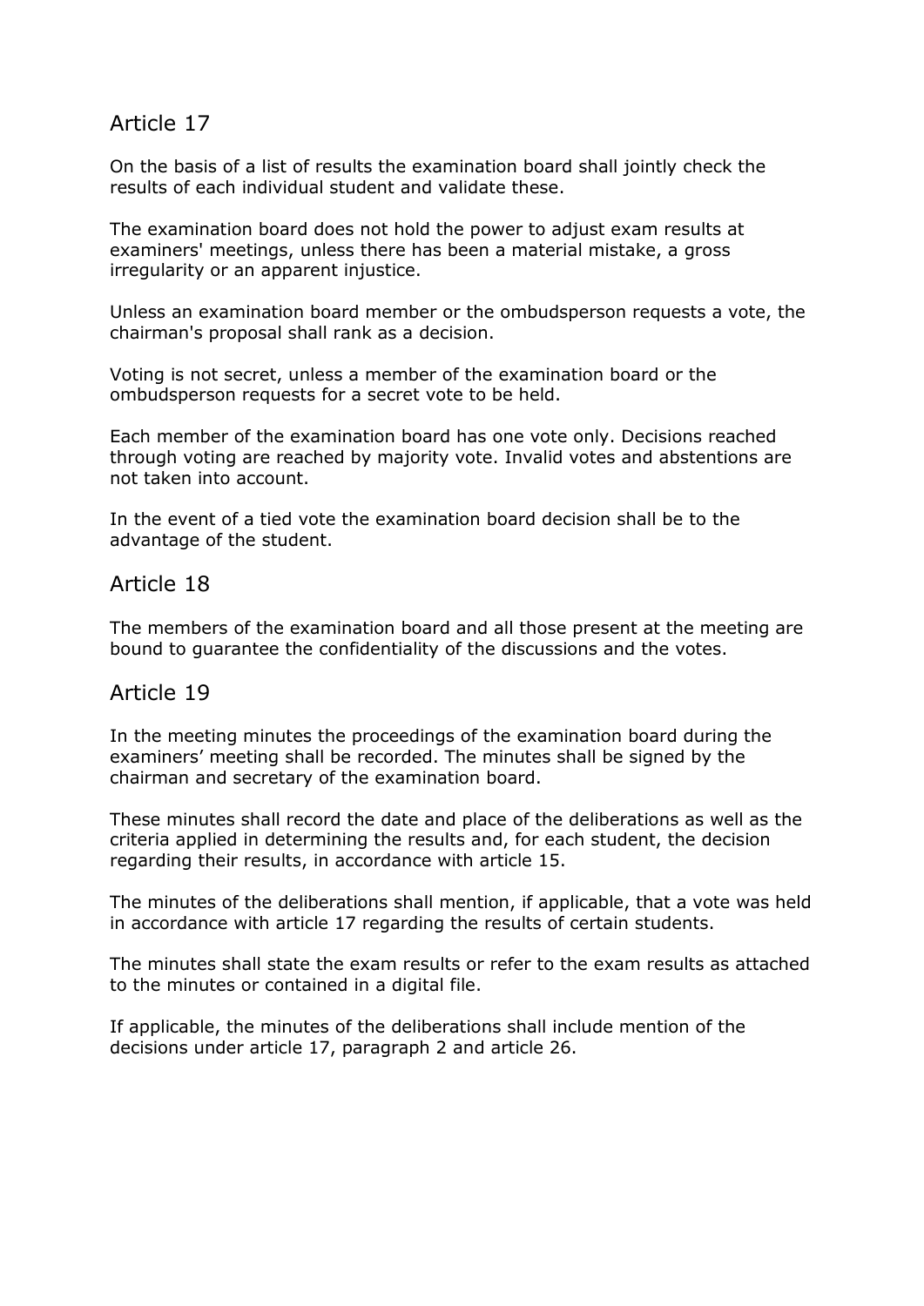## Article 17

On the basis of a list of results the examination board shall jointly check the results of each individual student and validate these.

The examination board does not hold the power to adjust exam results at examiners' meetings, unless there has been a material mistake, a gross irregularity or an apparent injustice.

Unless an examination board member or the ombudsperson requests a vote, the chairman's proposal shall rank as a decision.

Voting is not secret, unless a member of the examination board or the ombudsperson requests for a secret vote to be held.

Each member of the examination board has one vote only. Decisions reached through voting are reached by majority vote. Invalid votes and abstentions are not taken into account.

In the event of a tied vote the examination board decision shall be to the advantage of the student.

## Article 18

The members of the examination board and all those present at the meeting are bound to guarantee the confidentiality of the discussions and the votes.

## Article 19

In the meeting minutes the proceedings of the examination board during the examiners' meeting shall be recorded. The minutes shall be signed by the chairman and secretary of the examination board.

These minutes shall record the date and place of the deliberations as well as the criteria applied in determining the results and, for each student, the decision regarding their results, in accordance with article 15.

The minutes of the deliberations shall mention, if applicable, that a vote was held in accordance with article 17 regarding the results of certain students.

The minutes shall state the exam results or refer to the exam results as attached to the minutes or contained in a digital file.

If applicable, the minutes of the deliberations shall include mention of the decisions under article 17, paragraph 2 and article 26.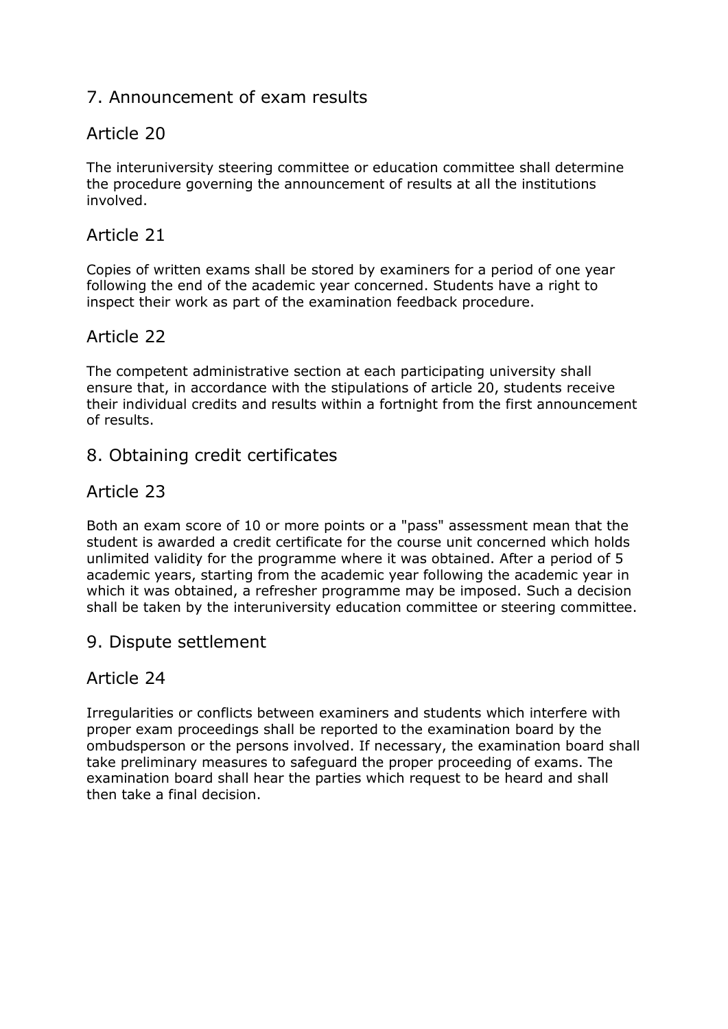## 7. Announcement of exam results

### Article 20

The interuniversity steering committee or education committee shall determine the procedure governing the announcement of results at all the institutions involved.

### Article 21

Copies of written exams shall be stored by examiners for a period of one year following the end of the academic year concerned. Students have a right to inspect their work as part of the examination feedback procedure.

### Article 22

The competent administrative section at each participating university shall ensure that, in accordance with the stipulations of article 20, students receive their individual credits and results within a fortnight from the first announcement of results.

## 8. Obtaining credit certificates

### Article 23

Both an exam score of 10 or more points or a "pass" assessment mean that the student is awarded a credit certificate for the course unit concerned which holds unlimited validity for the programme where it was obtained. After a period of 5 academic years, starting from the academic year following the academic year in which it was obtained, a refresher programme may be imposed. Such a decision shall be taken by the interuniversity education committee or steering committee.

## 9. Dispute settlement

### Article 24

Irregularities or conflicts between examiners and students which interfere with proper exam proceedings shall be reported to the examination board by the ombudsperson or the persons involved. If necessary, the examination board shall take preliminary measures to safeguard the proper proceeding of exams. The examination board shall hear the parties which request to be heard and shall then take a final decision.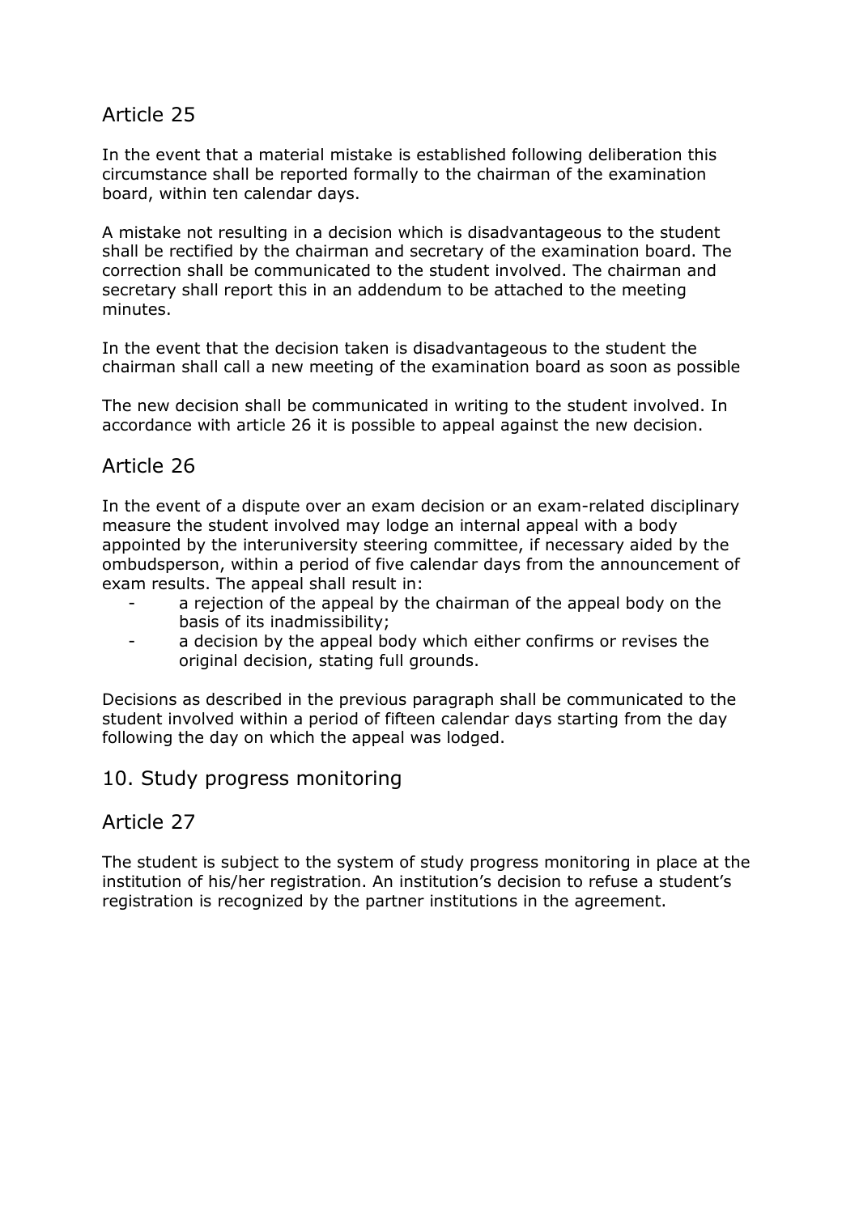## Article 25

In the event that a material mistake is established following deliberation this circumstance shall be reported formally to the chairman of the examination board, within ten calendar days.

A mistake not resulting in a decision which is disadvantageous to the student shall be rectified by the chairman and secretary of the examination board. The correction shall be communicated to the student involved. The chairman and secretary shall report this in an addendum to be attached to the meeting minutes.

In the event that the decision taken is disadvantageous to the student the chairman shall call a new meeting of the examination board as soon as possible

The new decision shall be communicated in writing to the student involved. In accordance with article 26 it is possible to appeal against the new decision.

## Article 26

In the event of a dispute over an exam decision or an exam-related disciplinary measure the student involved may lodge an internal appeal with a body appointed by the interuniversity steering committee, if necessary aided by the ombudsperson, within a period of five calendar days from the announcement of exam results. The appeal shall result in:

- a rejection of the appeal by the chairman of the appeal body on the basis of its inadmissibility;
- a decision by the appeal body which either confirms or revises the original decision, stating full grounds.

Decisions as described in the previous paragraph shall be communicated to the student involved within a period of fifteen calendar days starting from the day following the day on which the appeal was lodged.

# 10. Study progress monitoring

## Article 27

The student is subject to the system of study progress monitoring in place at the institution of his/her registration. An institution's decision to refuse a student's registration is recognized by the partner institutions in the agreement.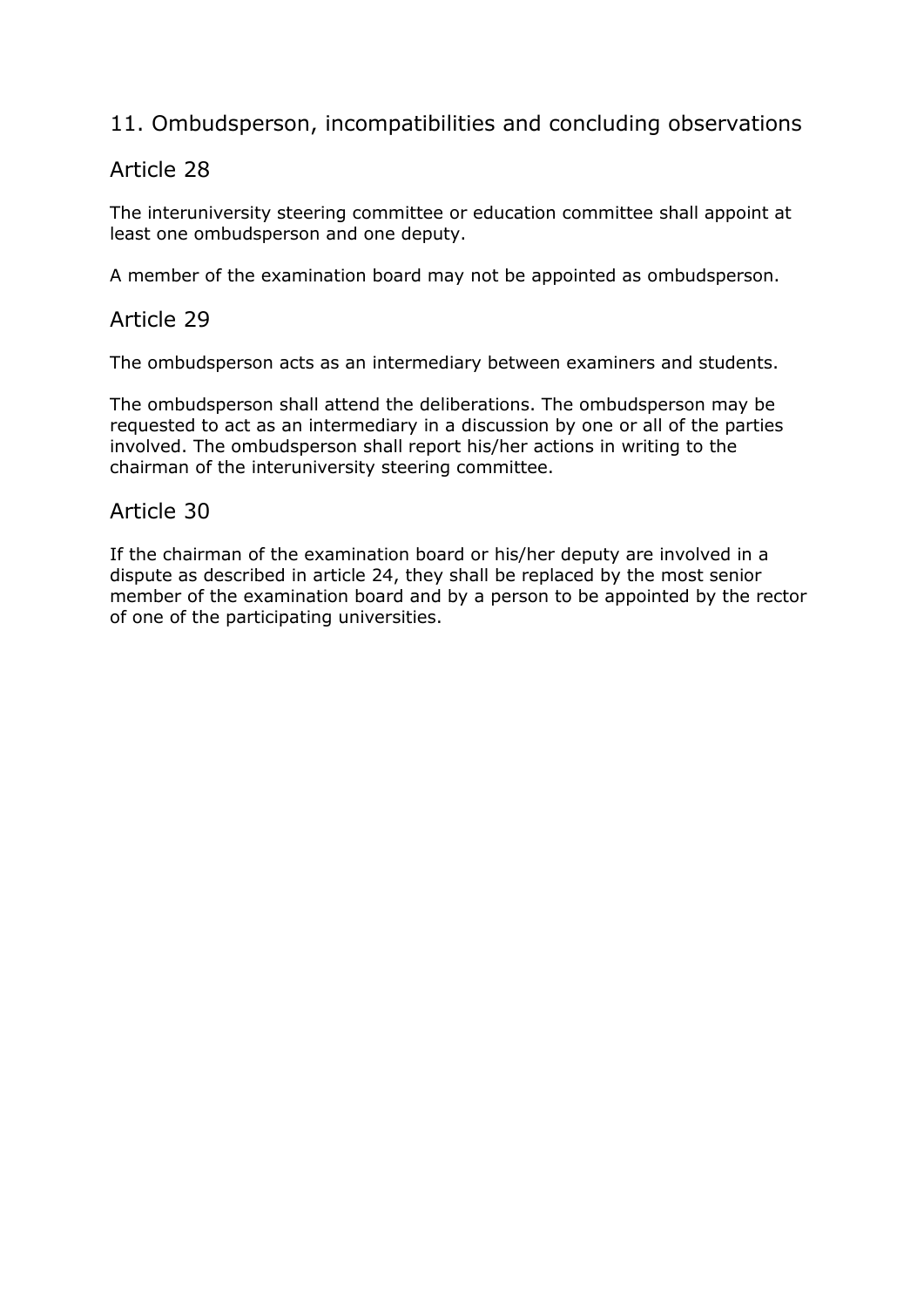## 11. Ombudsperson, incompatibilities and concluding observations

### Article 28

The interuniversity steering committee or education committee shall appoint at least one ombudsperson and one deputy.

A member of the examination board may not be appointed as ombudsperson.

### Article 29

The ombudsperson acts as an intermediary between examiners and students.

The ombudsperson shall attend the deliberations. The ombudsperson may be requested to act as an intermediary in a discussion by one or all of the parties involved. The ombudsperson shall report his/her actions in writing to the chairman of the interuniversity steering committee.

### Article 30

If the chairman of the examination board or his/her deputy are involved in a dispute as described in article 24, they shall be replaced by the most senior member of the examination board and by a person to be appointed by the rector of one of the participating universities.